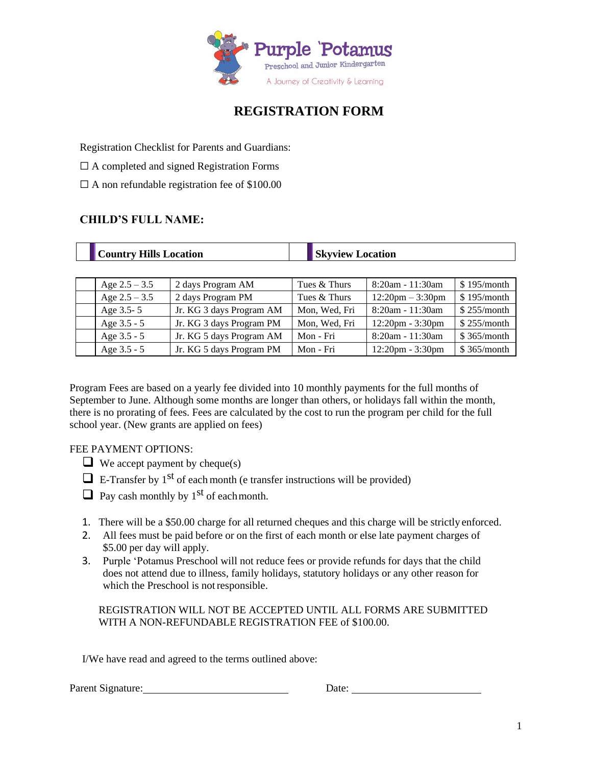Purple 'Potamus

Preschool and Junior Kindergarten

A Journey of Creativity & Learning

# REGISTRATION FORM

Registration Checklist for Parents and Guardians:

☐ A completed and signed Registration Forms

☐ A non refundable registration fee of $100.00

**CHILD'S FULL NAME:**

| | Country Hills Location | | Skyview Location |
|---|---|---|---|

| | Age | Program | Days | Time | Fee |
|---|---|---|---|---|---|
| | Age 2.5 – 3.5 | 2 days Program AM | Tues & Thurs | 8:20am - 11:30am | $ 195/month |
| | Age 2.5 – 3.5 | 2 days Program PM | Tues & Thurs | 12:20pm – 3:30pm | $ 195/month |
| | Age 3.5- 5 | Jr. KG 3 days Program AM | Mon, Wed, Fri | 8:20am - 11:30am | $ 255/month |
| | Age 3.5 - 5 | Jr. KG 3 days Program PM | Mon, Wed, Fri | 12:20pm - 3:30pm | $ 255/month |
| | Age 3.5 - 5 | Jr. KG 5 days Program AM | Mon - Fri | 8:20am - 11:30am | $ 365/month |
| | Age 3.5 - 5 | Jr. KG 5 days Program PM | Mon - Fri | 12:20pm - 3:30pm | $ 365/month |

Program Fees are based on a yearly fee divided into 10 monthly payments for the full months of September to June. Although some months are longer than others, or holidays fall within the month, there is no prorating of fees. Fees are calculated by the cost to run the program per child for the full school year. (New grants are applied on fees)

FEE PAYMENT OPTIONS:

- ☐ We accept payment by cheque(s)
- ☐ E-Transfer by 1st of each month (e transfer instructions will be provided)
- ☐ Pay cash monthly by 1st of each month.

1. There will be a $50.00 charge for all returned cheques and this charge will be strictly enforced.
2. All fees must be paid before or on the first of each month or else late payment charges of $5.00 per day will apply.
3. Purple 'Potamus Preschool will not reduce fees or provide refunds for days that the child does not attend due to illness, family holidays, statutory holidays or any other reason for which the Preschool is not responsible.

REGISTRATION WILL NOT BE ACCEPTED UNTIL ALL FORMS ARE SUBMITTED WITH A NON-REFUNDABLE REGISTRATION FEE of $100.00.

I/We have read and agreed to the terms outlined above:

Parent Signature: ____________________________ Date: ________________________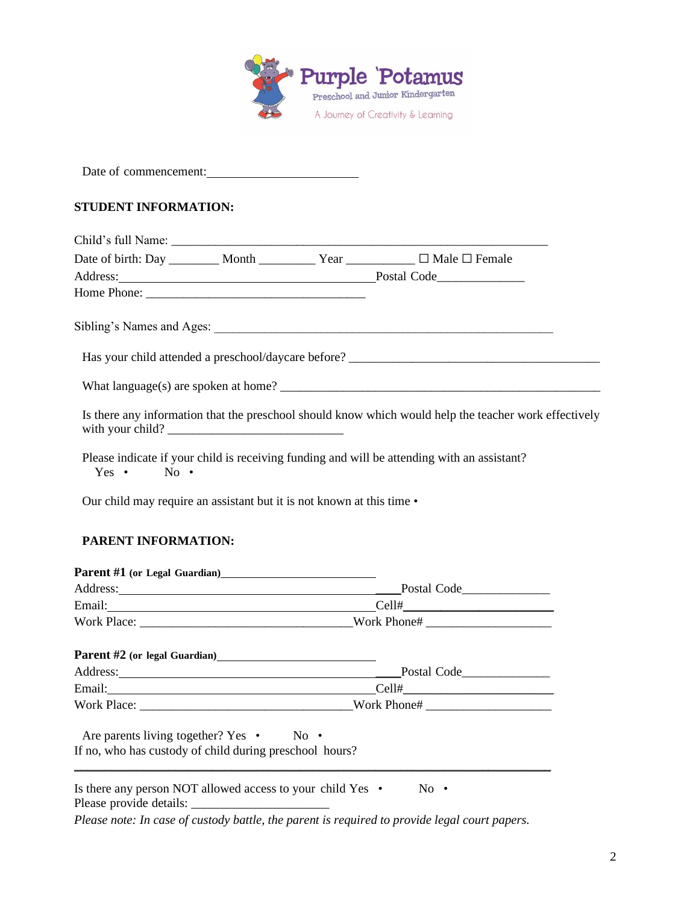Purple 'Potamus
Preschool and Junior Kindergarten
A Journey of Creativity & Learning

Date of commencement: ________________________

**STUDENT INFORMATION:**

Child's full Name: ____________________________________________________________

Date of birth: Day ________ Month _________ Year ___________ ☐ Male ☐ Female

Address: ______________________________________________ Postal Code______________

Home Phone: ____________________________________

Sibling's Names and Ages: ________________________________________________________

Has your child attended a preschool/daycare before? _________________________________________

What language(s) are spoken at home? _____________________________________________________

Is there any information that the preschool should know which would help the teacher work effectively with your child? ____________________________

Please indicate if your child is receiving funding and will be attending with an assistant?
Yes • No •

Our child may require an assistant but it is not known at this time •

**PARENT INFORMATION:**

**Parent #1 (or Legal Guardian)**__________________________

Address: ________________________________________________ Postal Code______________

Email: ________________________________________________ Cell# ________________________

Work Place: ___________________________________ Work Phone# ____________________

**Parent #2 (or legal Guardian)**__________________________

Address: ________________________________________________ Postal Code______________

Email: ________________________________________________ Cell# ________________________

Work Place: ___________________________________ Work Phone# ____________________

Are parents living together? Yes • No •
If no, who has custody of child during preschool hours?

______________________________________________________________________________

Is there any person NOT allowed access to your child Yes • No •
Please provide details: ______________________

*Please note: In case of custody battle, the parent is required to provide legal court papers.*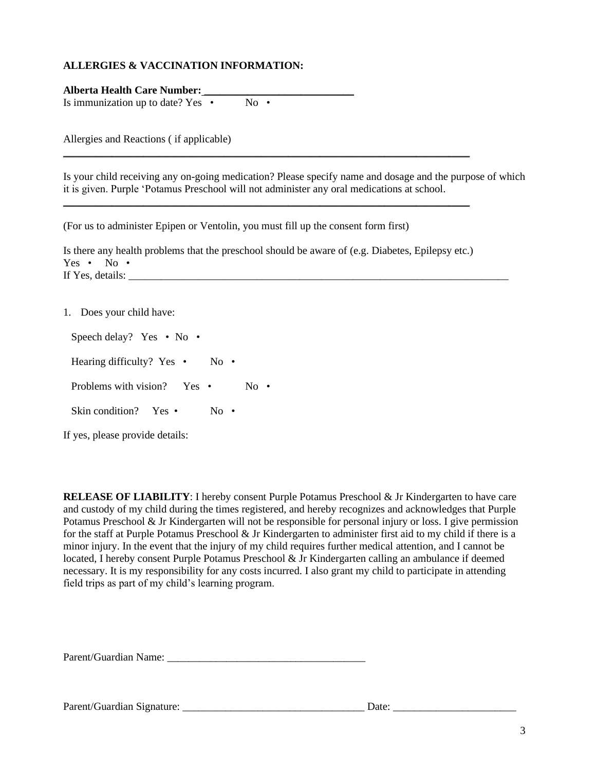**ALLERGIES & VACCINATION INFORMATION:**

**Alberta Health Care Number:\_\_\_\_\_\_\_\_\_\_\_\_\_\_\_\_\_\_\_\_\_\_\_\_\_\_\_\_**

Is immunization up to date? Yes • No •

Allergies and Reactions ( if applicable)

\_\_\_\_\_\_\_\_\_\_\_\_\_\_\_\_\_\_\_\_\_\_\_\_\_\_\_\_\_\_\_\_\_\_\_\_\_\_\_\_\_\_\_\_\_\_\_\_\_\_\_\_\_\_\_\_\_\_\_\_\_\_\_\_\_\_\_\_\_\_\_\_\_\_\_\_

Is your child receiving any on-going medication? Please specify name and dosage and the purpose of which it is given. Purple 'Potamus Preschool will not administer any oral medications at school.

\_\_\_\_\_\_\_\_\_\_\_\_\_\_\_\_\_\_\_\_\_\_\_\_\_\_\_\_\_\_\_\_\_\_\_\_\_\_\_\_\_\_\_\_\_\_\_\_\_\_\_\_\_\_\_\_\_\_\_\_\_\_\_\_\_\_\_\_\_\_\_\_\_\_\_\_

(For us to administer Epipen or Ventolin, you must fill up the consent form first)

Is there any health problems that the preschool should be aware of (e.g. Diabetes, Epilepsy etc.)
Yes • No •
If Yes, details: \_\_\_\_\_\_\_\_\_\_\_\_\_\_\_\_\_\_\_\_\_\_\_\_\_\_\_\_\_\_\_\_\_\_\_\_\_\_\_\_\_\_\_\_\_\_\_\_\_\_\_\_\_\_\_\_\_\_\_\_\_\_\_\_\_\_\_\_\_\_\_\_

1. Does your child have:

   Speech delay? Yes • No •

   Hearing difficulty? Yes • No •

   Problems with vision? Yes • No •

   Skin condition? Yes • No •

If yes, please provide details:

**RELEASE OF LIABILITY**: I hereby consent Purple Potamus Preschool & Jr Kindergarten to have care and custody of my child during the times registered, and hereby recognizes and acknowledges that Purple Potamus Preschool & Jr Kindergarten will not be responsible for personal injury or loss. I give permission for the staff at Purple Potamus Preschool & Jr Kindergarten to administer first aid to my child if there is a minor injury. In the event that the injury of my child requires further medical attention, and I cannot be located, I hereby consent Purple Potamus Preschool & Jr Kindergarten calling an ambulance if deemed necessary. It is my responsibility for any costs incurred. I also grant my child to participate in attending field trips as part of my child's learning program.

Parent/Guardian Name: \_\_\_\_\_\_\_\_\_\_\_\_\_\_\_\_\_\_\_\_\_\_\_\_\_\_\_\_\_\_\_\_\_\_\_\_\_\_

Parent/Guardian Signature: \_\_\_\_\_\_\_\_\_\_\_\_\_\_\_\_\_\_\_\_\_\_\_\_\_\_\_\_\_\_\_\_\_\_\_ Date: \_\_\_\_\_\_\_\_\_\_\_\_\_\_\_\_\_\_\_\_\_\_\_\_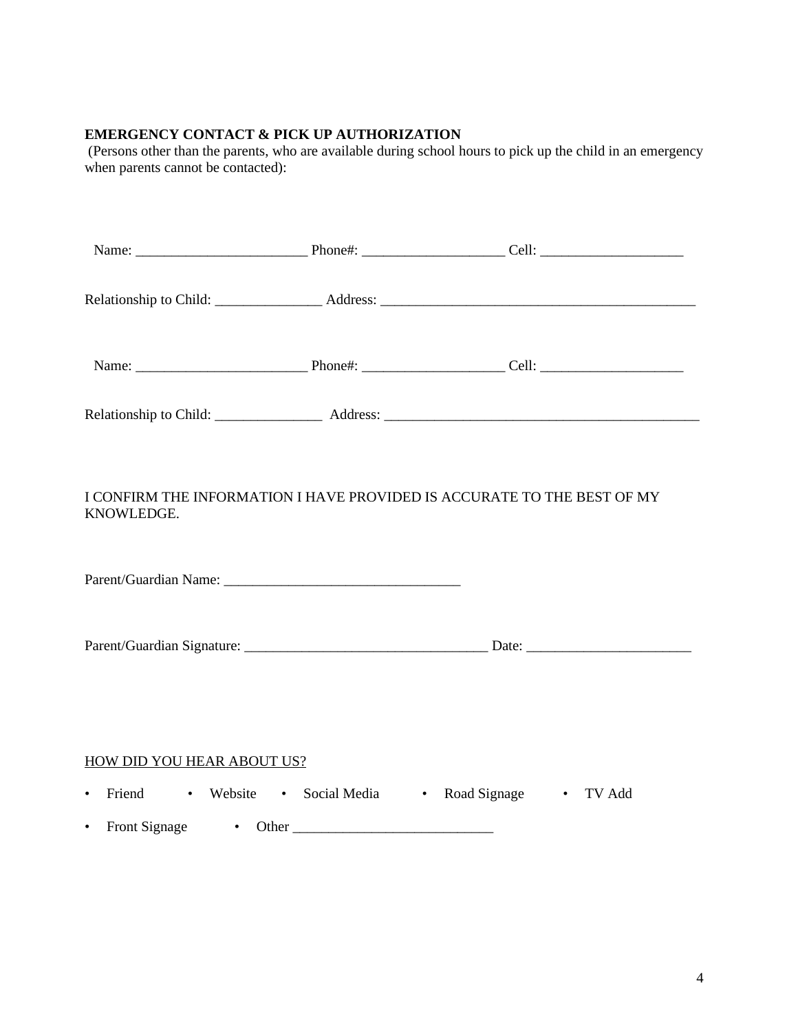**EMERGENCY CONTACT & PICK UP AUTHORIZATION**
(Persons other than the parents, who are available during school hours to pick up the child in an emergency when parents cannot be contacted):

Name: ________________________ Phone#: ____________________ Cell: ____________________

Relationship to Child: _______________ Address: _____________________________________________

Name: ________________________ Phone#: ____________________ Cell: ____________________

Relationship to Child: _______________ Address: _____________________________________________

I CONFIRM THE INFORMATION I HAVE PROVIDED IS ACCURATE TO THE BEST OF MY KNOWLEDGE.

Parent/Guardian Name: _________________________________

Parent/Guardian Signature: __________________________________ Date: _______________________

<u>HOW DID YOU HEAR ABOUT US?</u>

- Friend
- Website
- Social Media
- Road Signage
- TV Add
- Front Signage
- Other ____________________________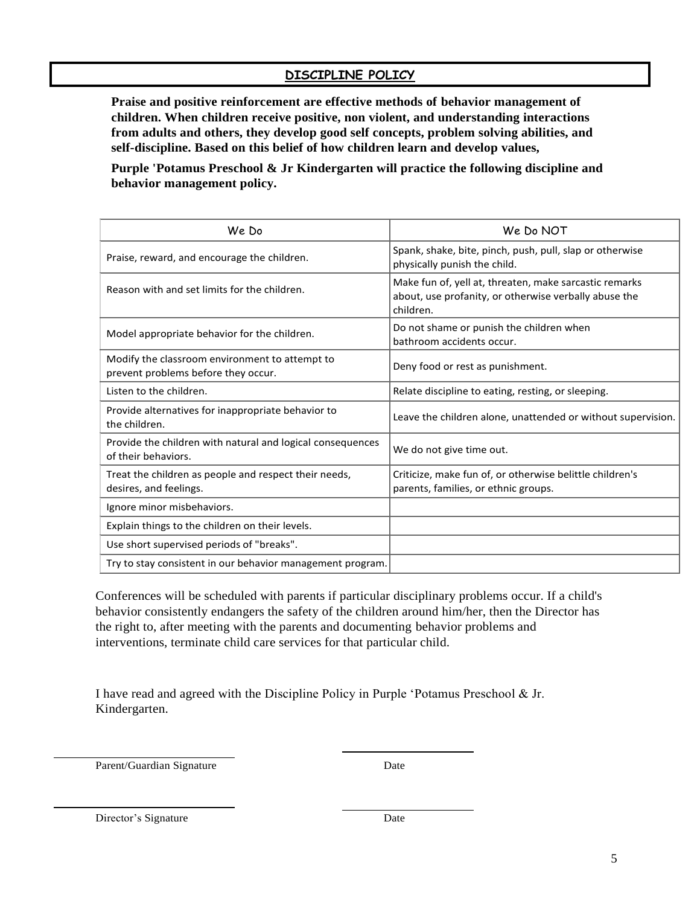## DISCIPLINE POLICY

**Praise and positive reinforcement are effective methods of behavior management of children. When children receive positive, non violent, and understanding interactions from adults and others, they develop good self concepts, problem solving abilities, and self-discipline. Based on this belief of how children learn and develop values,**

**Purple 'Potamus Preschool & Jr Kindergarten will practice the following discipline and behavior management policy.**

| We Do | We Do NOT |
|---|---|
| Praise, reward, and encourage the children. | Spank, shake, bite, pinch, push, pull, slap or otherwise physically punish the child. |
| Reason with and set limits for the children. | Make fun of, yell at, threaten, make sarcastic remarks about, use profanity, or otherwise verbally abuse the children. |
| Model appropriate behavior for the children. | Do not shame or punish the children when bathroom accidents occur. |
| Modify the classroom environment to attempt to prevent problems before they occur. | Deny food or rest as punishment. |
| Listen to the children. | Relate discipline to eating, resting, or sleeping. |
| Provide alternatives for inappropriate behavior to the children. | Leave the children alone, unattended or without supervision. |
| Provide the children with natural and logical consequences of their behaviors. | We do not give time out. |
| Treat the children as people and respect their needs, desires, and feelings. | Criticize, make fun of, or otherwise belittle children's parents, families, or ethnic groups. |
| Ignore minor misbehaviors. | |
| Explain things to the children on their levels. | |
| Use short supervised periods of "breaks". | |
| Try to stay consistent in our behavior management program. | |

Conferences will be scheduled with parents if particular disciplinary problems occur. If a child's behavior consistently endangers the safety of the children around him/her, then the Director has the right to, after meeting with the parents and documenting behavior problems and interventions, terminate child care services for that particular child.

I have read and agreed with the Discipline Policy in Purple 'Potamus Preschool & Jr. Kindergarten.

\_\_\_\_\_\_\_\_\_\_\_\_\_\_\_\_\_\_\_\_\_\_\_\_\_\_\_\_ \_\_\_\_\_\_\_\_\_\_\_\_\_\_\_\_\_\_\_\_

Parent/Guardian Signature Date

\_\_\_\_\_\_\_\_\_\_\_\_\_\_\_\_\_\_\_\_\_\_\_\_\_\_\_\_ \_\_\_\_\_\_\_\_\_\_\_\_\_\_\_\_\_\_\_\_

Director's Signature Date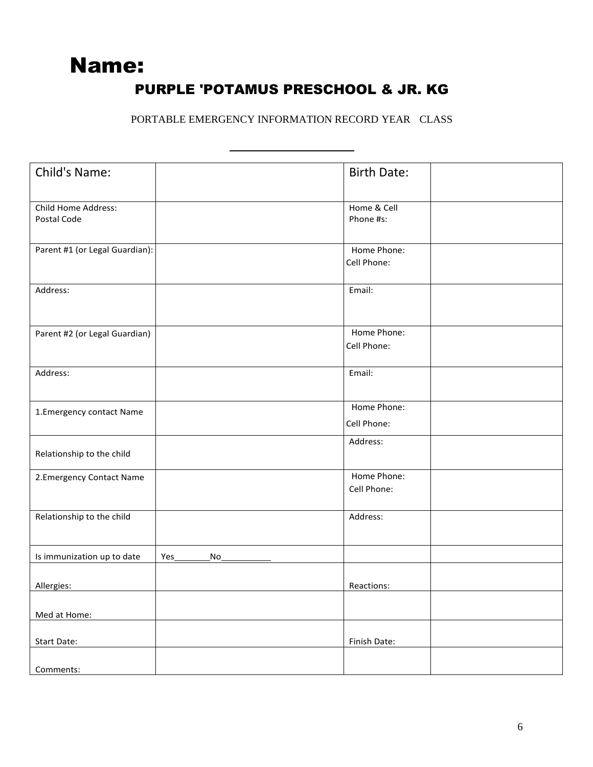# Name:

## PURPLE 'POTAMUS PRESCHOOL & JR. KG

PORTABLE EMERGENCY INFORMATION RECORD YEAR CLASS

______________________

| | | | |
|---|---|---|---|
| Child's Name: | | Birth Date: | |
| Child Home Address: Postal Code | | Home & Cell Phone #s: | |
| Parent #1 (or Legal Guardian): | | Home Phone: Cell Phone: | |
| Address: | | Email: | |
| Parent #2 (or Legal Guardian) | | Home Phone: Cell Phone: | |
| Address: | | Email: | |
| 1.Emergency contact Name | | Home Phone: Cell Phone: | |
| Relationship to the child | | Address: | |
| 2.Emergency Contact Name | | Home Phone: Cell Phone: | |
| Relationship to the child | | Address: | |
| Is immunization up to date | Yes________No___________ | | |
| Allergies: | | Reactions: | |
| Med at Home: | | | |
| Start Date: | | Finish Date: | |
| Comments: | | | |